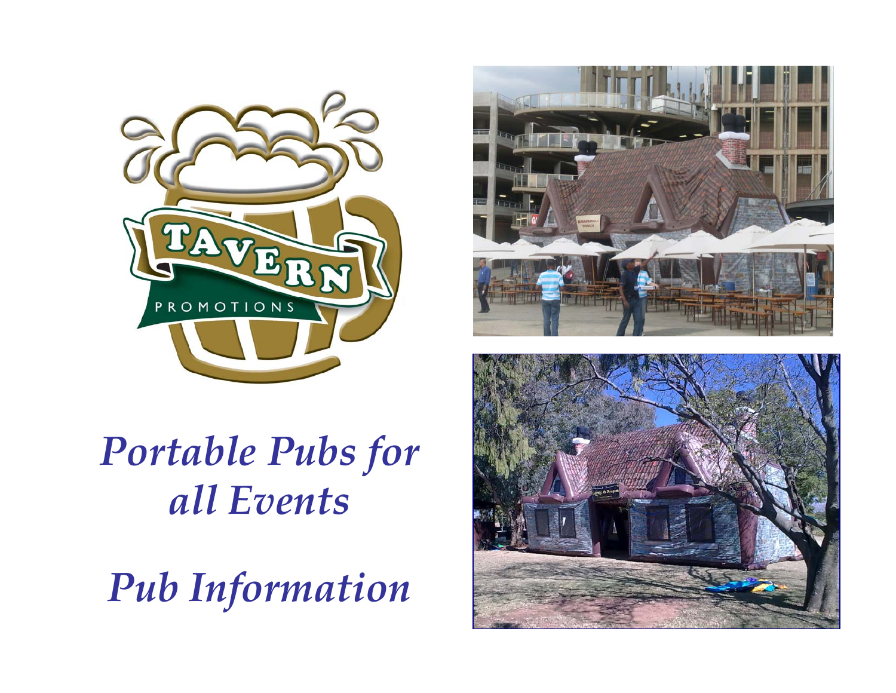# Portable Pubs for all Events

# Pub Information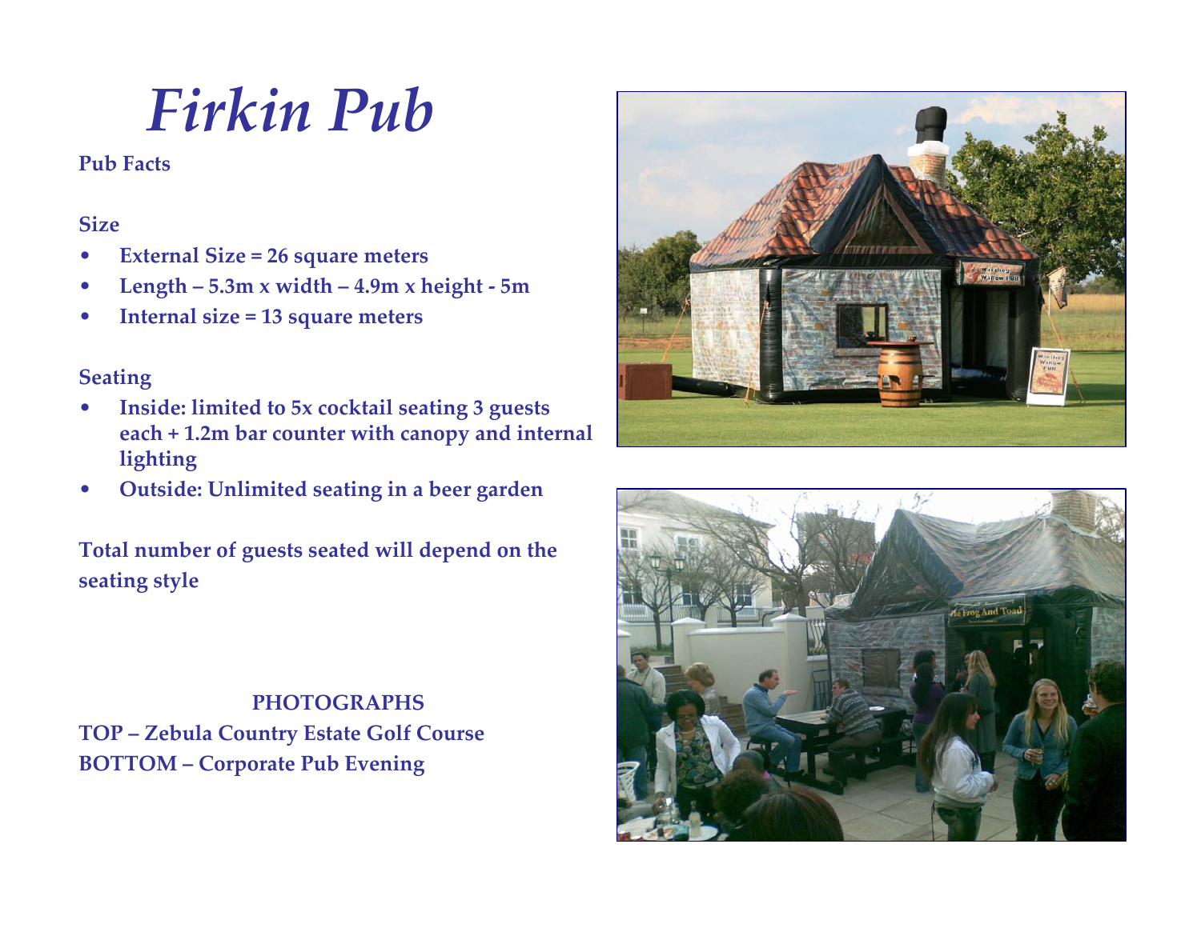# *Firkin Pub*

**Pub Facts**

**Size**

- **External Size = 26 square meters**
- **Length – 5.3m x width – 4.9m x height - 5m**
- **Internal size = 13 square meters**

**Seating**

- **Inside: limited to 5x cocktail seating 3 guests each + 1.2m bar counter with canopy and internal lighting**
- **Outside: Unlimited seating in a beer garden**

**Total number of guests seated will depend on the seating style**

**PHOTOGRAPHS**

**TOP – Zebula Country Estate Golf Course**

**BOTTOM – Corporate Pub Evening**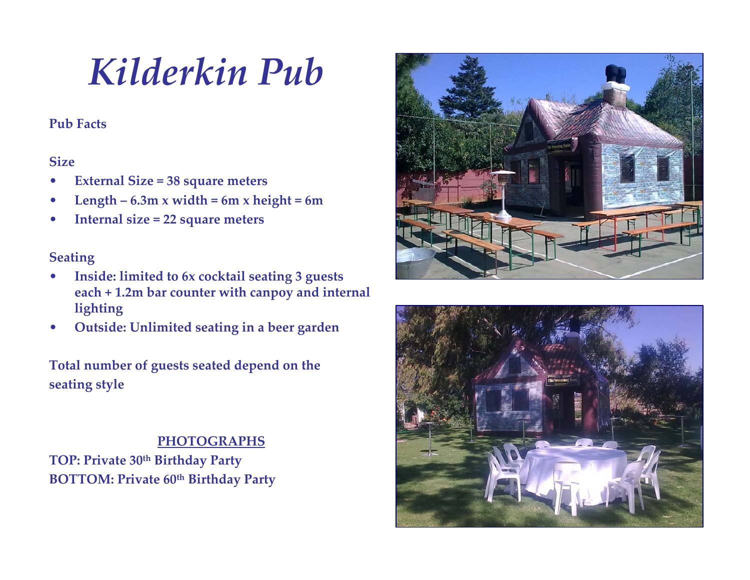# *Kilderkin Pub*

**Pub Facts**

**Size**

- **External Size = 38 square meters**
- **Length – 6.3m x width = 6m x height = 6m**
- **Internal size = 22 square meters**

**Seating**

- **Inside: limited to 6x cocktail seating 3 guests each + 1.2m bar counter with canpoy and internal lighting**
- **Outside: Unlimited seating in a beer garden**

**Total number of guests seated depend on the seating style**

**PHOTOGRAPHS**

**TOP: Private 30th Birthday Party**
**BOTTOM: Private 60th Birthday Party**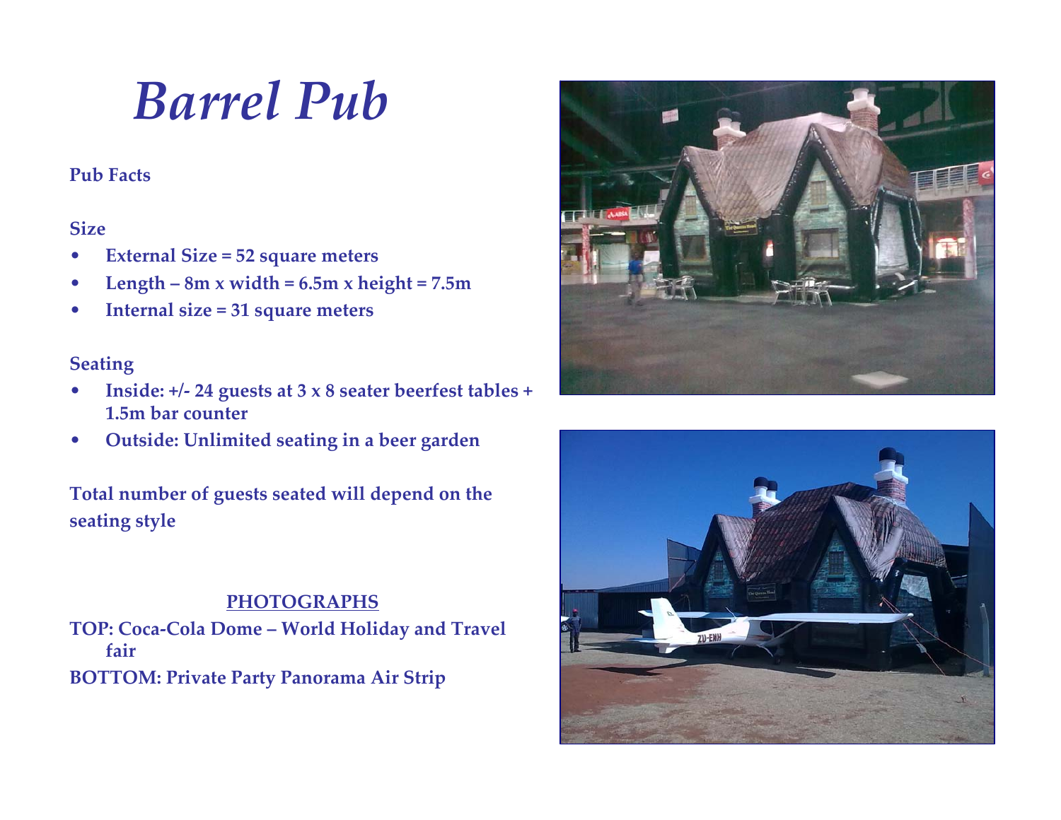# *Barrel Pub*

**Pub Facts**

**Size**

- **External Size = 52 square meters**
- **Length – 8m x width = 6.5m x height = 7.5m**
- **Internal size = 31 square meters**

**Seating**

- **Inside: +/- 24 guests at 3 x 8 seater beerfest tables + 1.5m bar counter**
- **Outside: Unlimited seating in a beer garden**

**Total number of guests seated will depend on the seating style**

**PHOTOGRAPHS**

**TOP: Coca-Cola Dome – World Holiday and Travel fair**

**BOTTOM: Private Party Panorama Air Strip**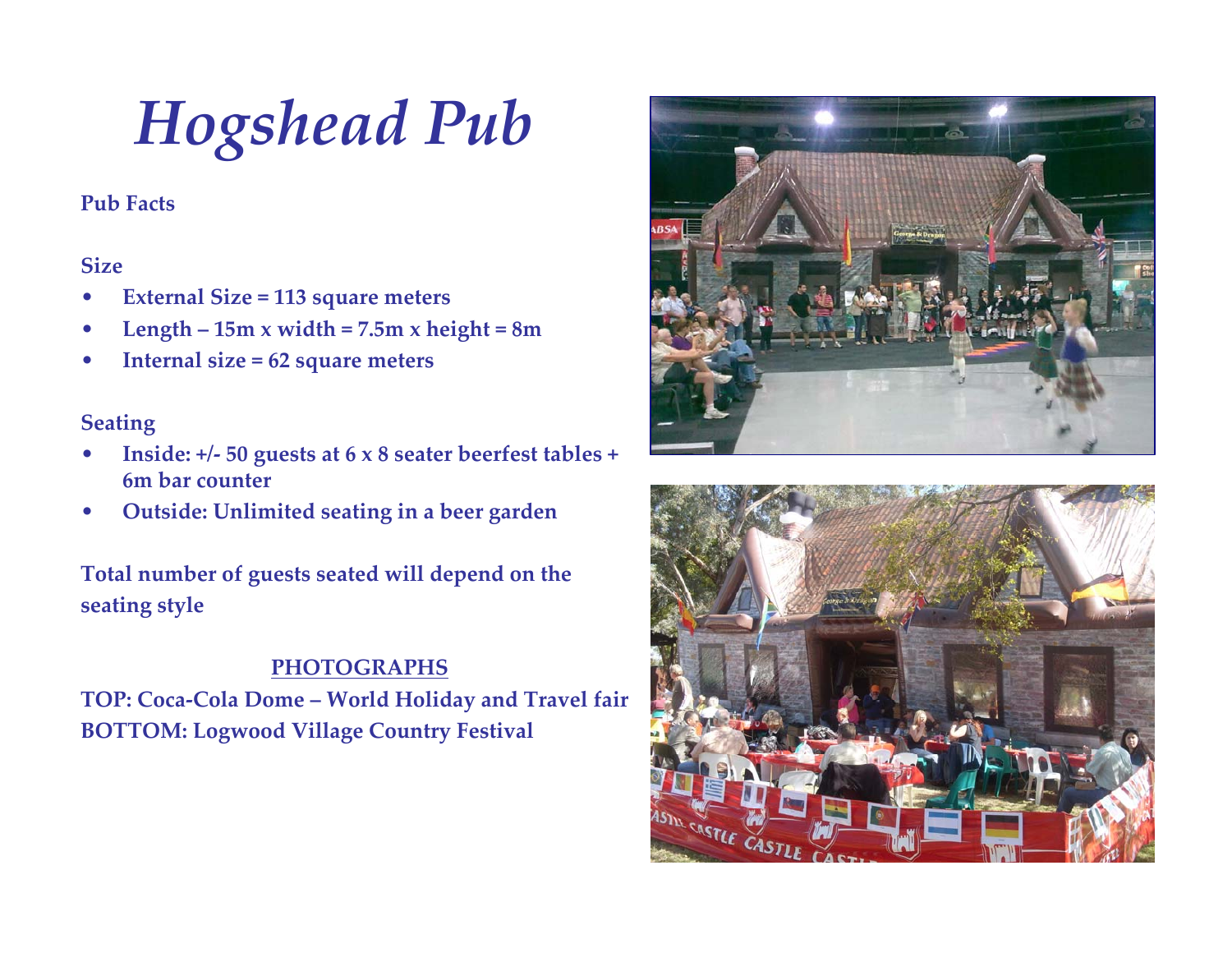# *Hogshead Pub*

**Pub Facts**

**Size**

- **External Size = 113 square meters**
- **Length – 15m x width = 7.5m x height = 8m**
- **Internal size = 62 square meters**

**Seating**

- **Inside: +/- 50 guests at 6 x 8 seater beerfest tables + 6m bar counter**
- **Outside: Unlimited seating in a beer garden**

**Total number of guests seated will depend on the seating style**

**PHOTOGRAPHS**

**TOP: Coca-Cola Dome – World Holiday and Travel fair**
**BOTTOM: Logwood Village Country Festival**